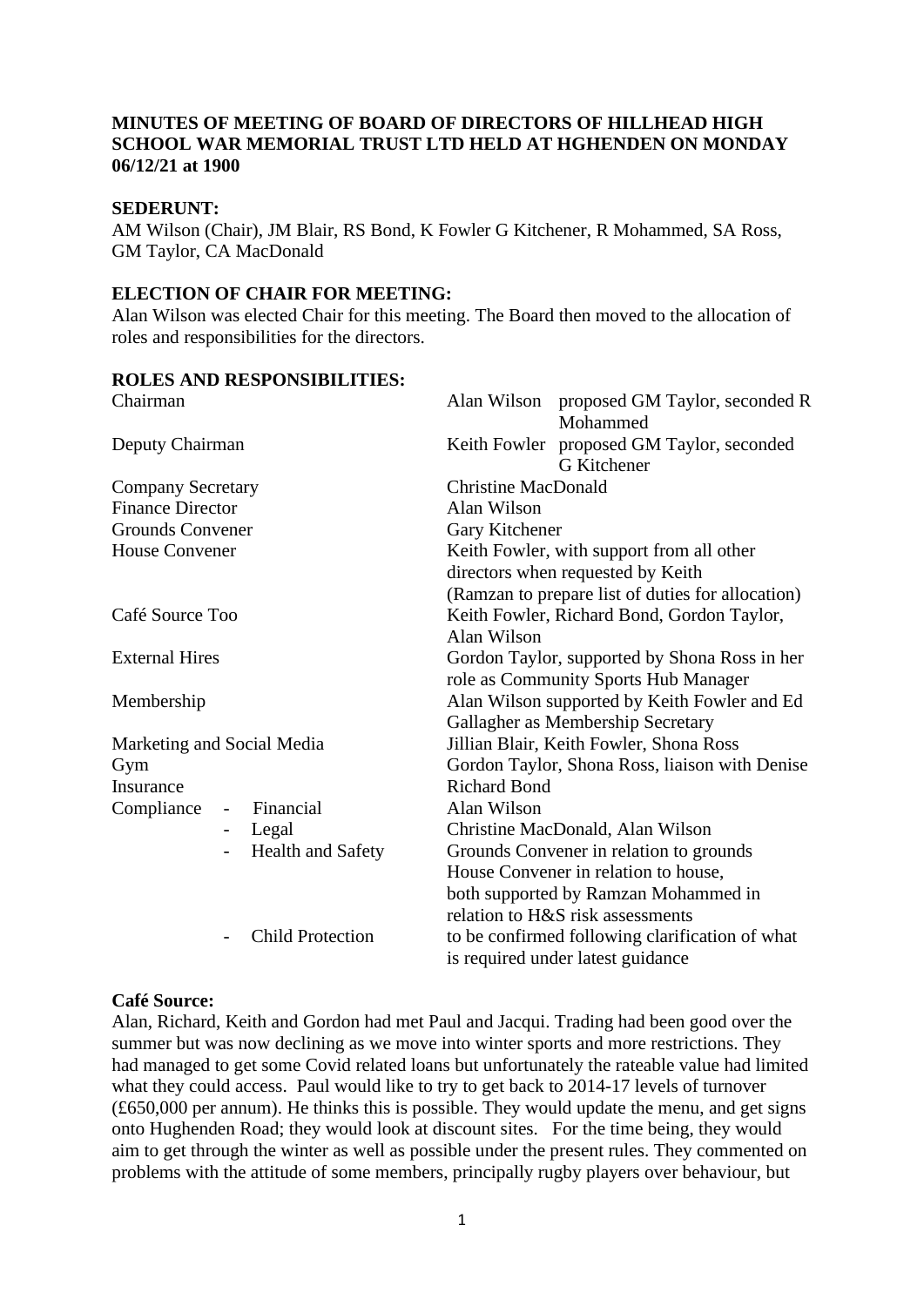**MINUTES OF MEETING OF BOARD OF DIRECTORS OF HILLHEAD HIGH SCHOOL WAR MEMORIAL TRUST LTD HELD AT HGHENDEN ON MONDAY 06/12/21 at 1900**

**SEDERUNT:**
AM Wilson (Chair), JM Blair, RS Bond, K Fowler G Kitchener, R Mohammed, SA Ross, GM Taylor, CA MacDonald

**ELECTION OF CHAIR FOR MEETING:**
Alan Wilson was elected Chair for this meeting. The Board then moved to the allocation of roles and responsibilities for the directors.

**ROLES AND RESPONSIBILITIES:**

| | | |
|---|---|---|
| Chairman | Alan Wilson | proposed GM Taylor, seconded R Mohammed |
| Deputy Chairman | Keith Fowler | proposed GM Taylor, seconded G Kitchener |
| Company Secretary | Christine MacDonald | |
| Finance Director | Alan Wilson | |
| Grounds Convener | Gary Kitchener | |
| House Convener | Keith Fowler, with support from all other directors when requested by Keith (Ramzan to prepare list of duties for allocation) | |
| Café Source Too | Keith Fowler, Richard Bond, Gordon Taylor, Alan Wilson | |
| External Hires | Gordon Taylor, supported by Shona Ross in her role as Community Sports Hub Manager | |
| Membership | Alan Wilson supported by Keith Fowler and Ed Gallagher as Membership Secretary | |
| Marketing and Social Media | Jillian Blair, Keith Fowler, Shona Ross | |
| Gym | Gordon Taylor, Shona Ross, liaison with Denise | |
| Insurance | Richard Bond | |
| Compliance - Financial | Alan Wilson | |
| - Legal | Christine MacDonald, Alan Wilson | |
| - Health and Safety | Grounds Convener in relation to grounds House Convener in relation to house, both supported by Ramzan Mohammed in relation to H&S risk assessments | |
| - Child Protection | to be confirmed following clarification of what is required under latest guidance | |

**Café Source:**
Alan, Richard, Keith and Gordon had met Paul and Jacqui. Trading had been good over the summer but was now declining as we move into winter sports and more restrictions. They had managed to get some Covid related loans but unfortunately the rateable value had limited what they could access. Paul would like to try to get back to 2014-17 levels of turnover (£650,000 per annum). He thinks this is possible. They would update the menu, and get signs onto Hughenden Road; they would look at discount sites. For the time being, they would aim to get through the winter as well as possible under the present rules. They commented on problems with the attitude of some members, principally rugby players over behaviour, but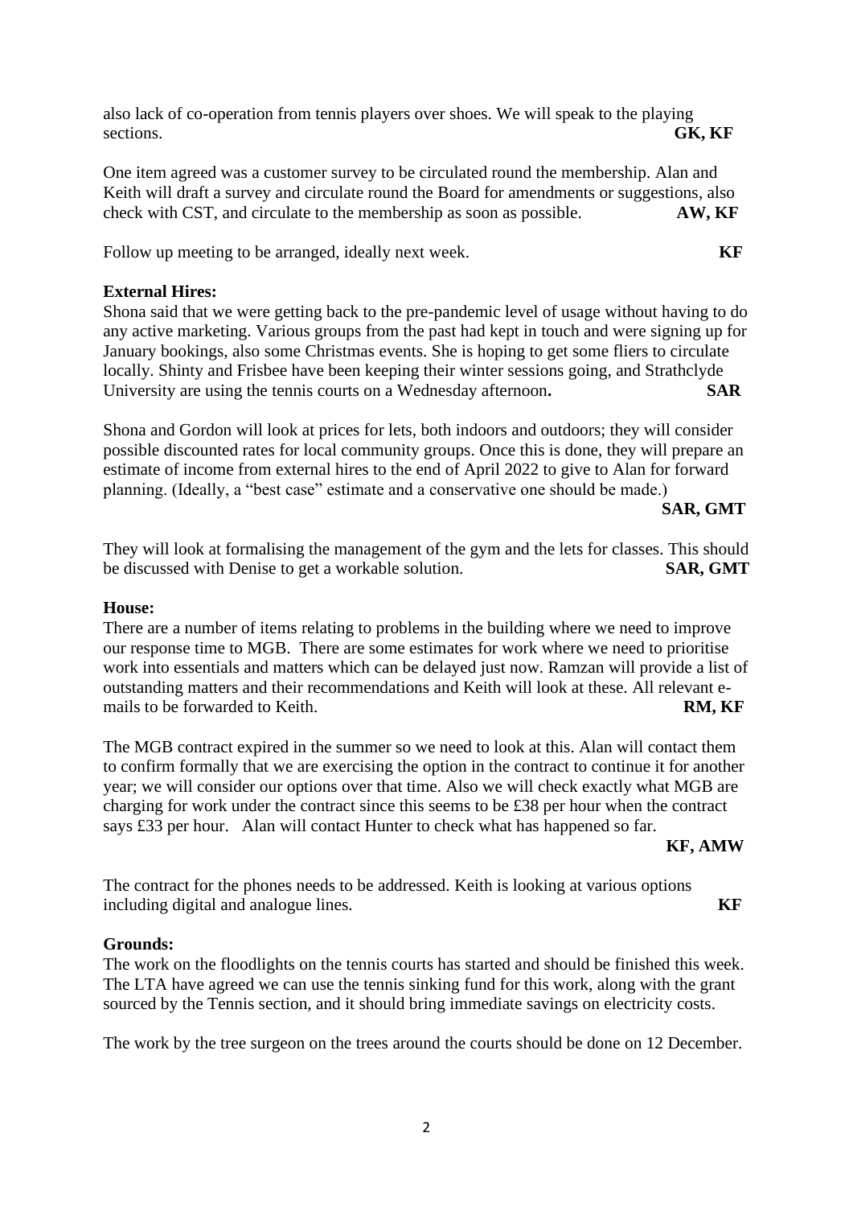also lack of co-operation from tennis players over shoes. We will speak to the playing sections. **GK, KF**

One item agreed was a customer survey to be circulated round the membership. Alan and Keith will draft a survey and circulate round the Board for amendments or suggestions, also check with CST, and circulate to the membership as soon as possible. **AW, KF**

Follow up meeting to be arranged, ideally next week. **KF**

**External Hires:**
Shona said that we were getting back to the pre-pandemic level of usage without having to do any active marketing. Various groups from the past had kept in touch and were signing up for January bookings, also some Christmas events. She is hoping to get some fliers to circulate locally. Shinty and Frisbee have been keeping their winter sessions going, and Strathclyde University are using the tennis courts on a Wednesday afternoon**.** **SAR**

Shona and Gordon will look at prices for lets, both indoors and outdoors; they will consider possible discounted rates for local community groups. Once this is done, they will prepare an estimate of income from external hires to the end of April 2022 to give to Alan for forward planning. (Ideally, a "best case" estimate and a conservative one should be made.) **SAR, GMT**

They will look at formalising the management of the gym and the lets for classes. This should be discussed with Denise to get a workable solution. **SAR, GMT**

**House:**
There are a number of items relating to problems in the building where we need to improve our response time to MGB. There are some estimates for work where we need to prioritise work into essentials and matters which can be delayed just now. Ramzan will provide a list of outstanding matters and their recommendations and Keith will look at these. All relevant e-mails to be forwarded to Keith. **RM, KF**

The MGB contract expired in the summer so we need to look at this. Alan will contact them to confirm formally that we are exercising the option in the contract to continue it for another year; we will consider our options over that time. Also we will check exactly what MGB are charging for work under the contract since this seems to be £38 per hour when the contract says £33 per hour. Alan will contact Hunter to check what has happened so far. **KF, AMW**

The contract for the phones needs to be addressed. Keith is looking at various options including digital and analogue lines. **KF**

**Grounds:**
The work on the floodlights on the tennis courts has started and should be finished this week. The LTA have agreed we can use the tennis sinking fund for this work, along with the grant sourced by the Tennis section, and it should bring immediate savings on electricity costs.

The work by the tree surgeon on the trees around the courts should be done on 12 December.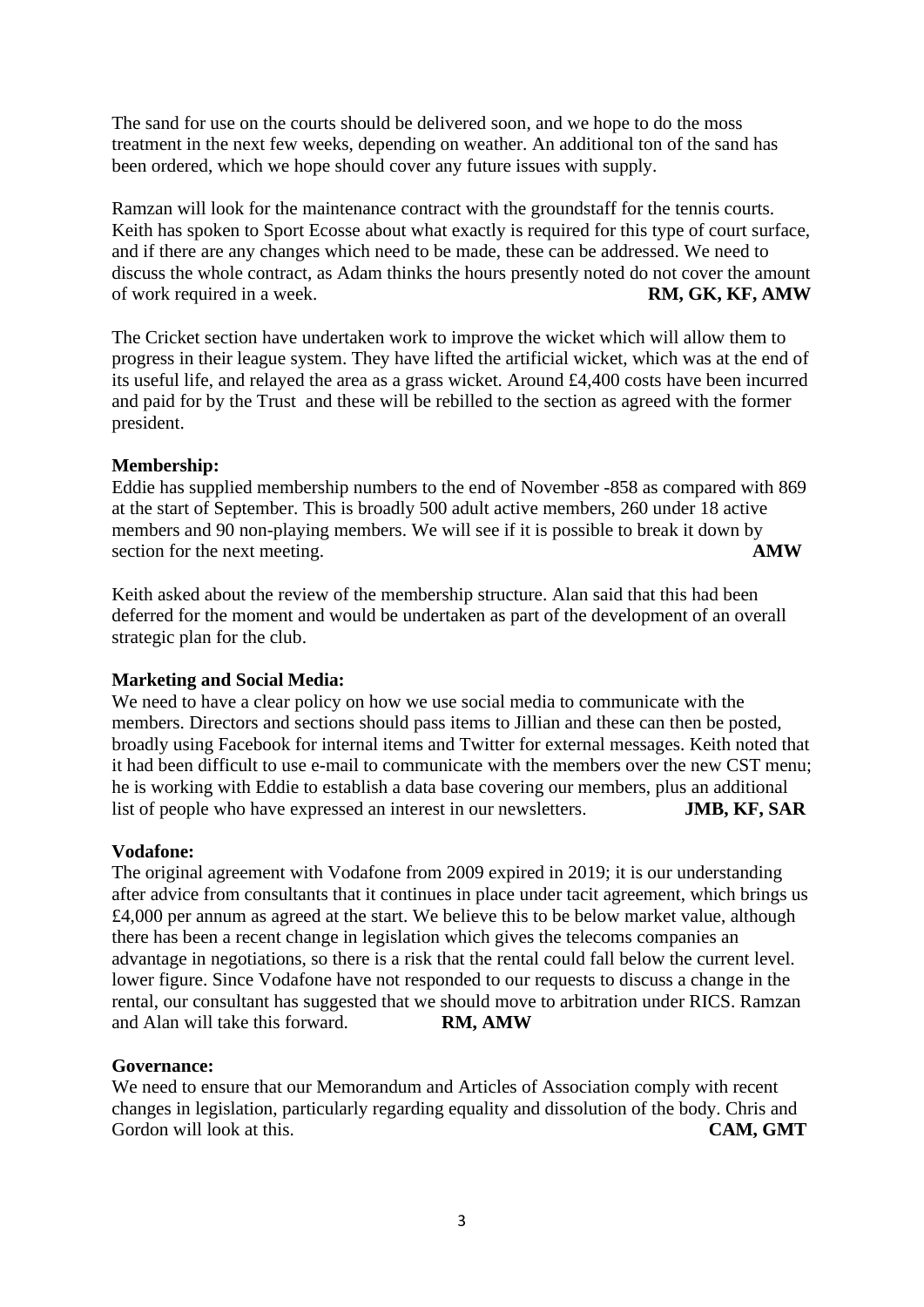The sand for use on the courts should be delivered soon, and we hope to do the moss treatment in the next few weeks, depending on weather. An additional ton of the sand has been ordered, which we hope should cover any future issues with supply.

Ramzan will look for the maintenance contract with the groundstaff for the tennis courts. Keith has spoken to Sport Ecosse about what exactly is required for this type of court surface, and if there are any changes which need to be made, these can be addressed. We need to discuss the whole contract, as Adam thinks the hours presently noted do not cover the amount of work required in a week. **RM, GK, KF, AMW**

The Cricket section have undertaken work to improve the wicket which will allow them to progress in their league system. They have lifted the artificial wicket, which was at the end of its useful life, and relayed the area as a grass wicket. Around £4,400 costs have been incurred and paid for by the Trust and these will be rebilled to the section as agreed with the former president.

**Membership:**
Eddie has supplied membership numbers to the end of November -858 as compared with 869 at the start of September. This is broadly 500 adult active members, 260 under 18 active members and 90 non-playing members. We will see if it is possible to break it down by section for the next meeting. **AMW**

Keith asked about the review of the membership structure. Alan said that this had been deferred for the moment and would be undertaken as part of the development of an overall strategic plan for the club.

**Marketing and Social Media:**
We need to have a clear policy on how we use social media to communicate with the members. Directors and sections should pass items to Jillian and these can then be posted, broadly using Facebook for internal items and Twitter for external messages. Keith noted that it had been difficult to use e-mail to communicate with the members over the new CST menu; he is working with Eddie to establish a data base covering our members, plus an additional list of people who have expressed an interest in our newsletters. **JMB, KF, SAR**

**Vodafone:**
The original agreement with Vodafone from 2009 expired in 2019; it is our understanding after advice from consultants that it continues in place under tacit agreement, which brings us £4,000 per annum as agreed at the start. We believe this to be below market value, although there has been a recent change in legislation which gives the telecoms companies an advantage in negotiations, so there is a risk that the rental could fall below the current level. lower figure. Since Vodafone have not responded to our requests to discuss a change in the rental, our consultant has suggested that we should move to arbitration under RICS. Ramzan and Alan will take this forward. **RM, AMW**

**Governance:**
We need to ensure that our Memorandum and Articles of Association comply with recent changes in legislation, particularly regarding equality and dissolution of the body. Chris and Gordon will look at this. **CAM, GMT**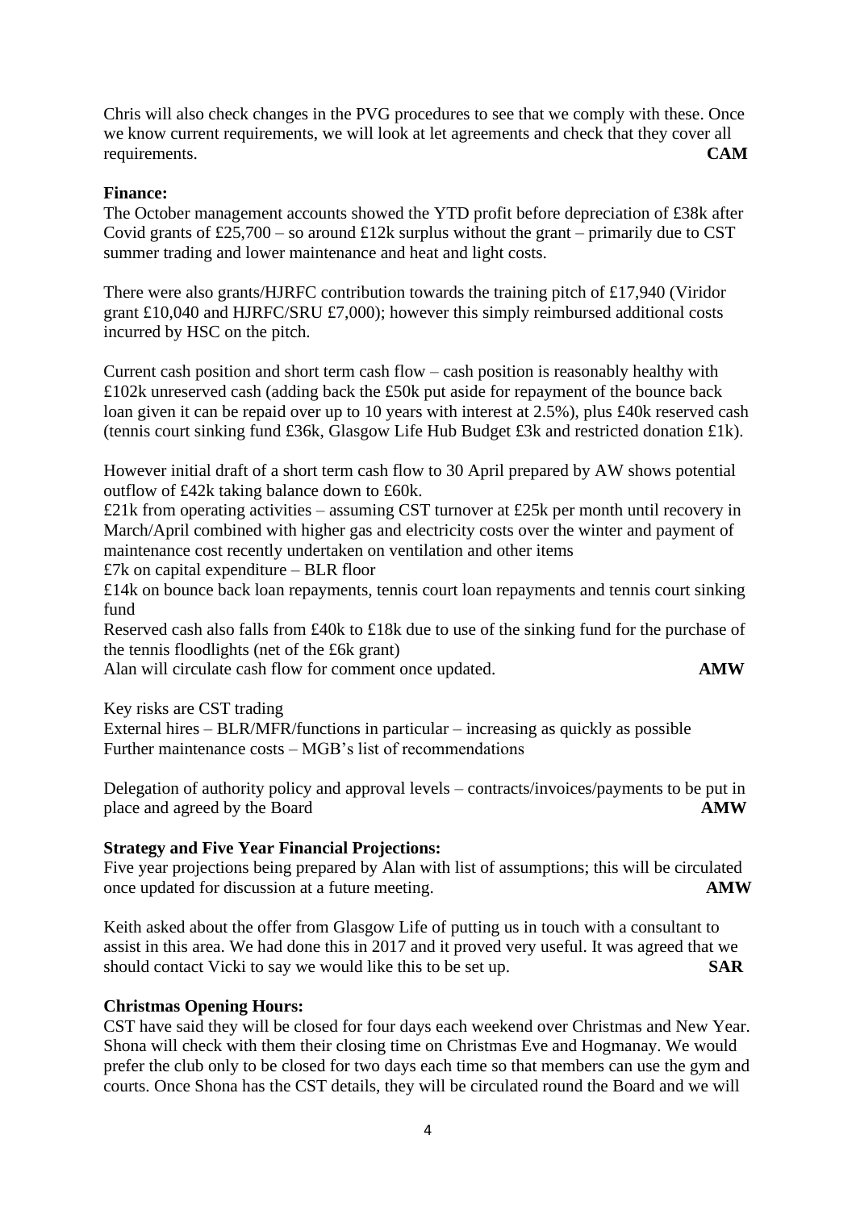Chris will also check changes in the PVG procedures to see that we comply with these. Once we know current requirements, we will look at let agreements and check that they cover all requirements. **CAM**

**Finance:**

The October management accounts showed the YTD profit before depreciation of £38k after Covid grants of £25,700 – so around £12k surplus without the grant – primarily due to CST summer trading and lower maintenance and heat and light costs.

There were also grants/HJRFC contribution towards the training pitch of £17,940 (Viridor grant £10,040 and HJRFC/SRU £7,000); however this simply reimbursed additional costs incurred by HSC on the pitch.

Current cash position and short term cash flow – cash position is reasonably healthy with £102k unreserved cash (adding back the £50k put aside for repayment of the bounce back loan given it can be repaid over up to 10 years with interest at 2.5%), plus £40k reserved cash (tennis court sinking fund £36k, Glasgow Life Hub Budget £3k and restricted donation £1k).

However initial draft of a short term cash flow to 30 April prepared by AW shows potential outflow of £42k taking balance down to £60k.

£21k from operating activities – assuming CST turnover at £25k per month until recovery in March/April combined with higher gas and electricity costs over the winter and payment of maintenance cost recently undertaken on ventilation and other items

£7k on capital expenditure – BLR floor

£14k on bounce back loan repayments, tennis court loan repayments and tennis court sinking fund

Reserved cash also falls from £40k to £18k due to use of the sinking fund for the purchase of the tennis floodlights (net of the £6k grant)

Alan will circulate cash flow for comment once updated. **AMW**

Key risks are CST trading

External hires – BLR/MFR/functions in particular – increasing as quickly as possible

Further maintenance costs – MGB's list of recommendations

Delegation of authority policy and approval levels – contracts/invoices/payments to be put in place and agreed by the Board **AMW**

**Strategy and Five Year Financial Projections:**

Five year projections being prepared by Alan with list of assumptions; this will be circulated once updated for discussion at a future meeting. **AMW**

Keith asked about the offer from Glasgow Life of putting us in touch with a consultant to assist in this area. We had done this in 2017 and it proved very useful. It was agreed that we should contact Vicki to say we would like this to be set up. **SAR**

**Christmas Opening Hours:**

CST have said they will be closed for four days each weekend over Christmas and New Year. Shona will check with them their closing time on Christmas Eve and Hogmanay. We would prefer the club only to be closed for two days each time so that members can use the gym and courts. Once Shona has the CST details, they will be circulated round the Board and we will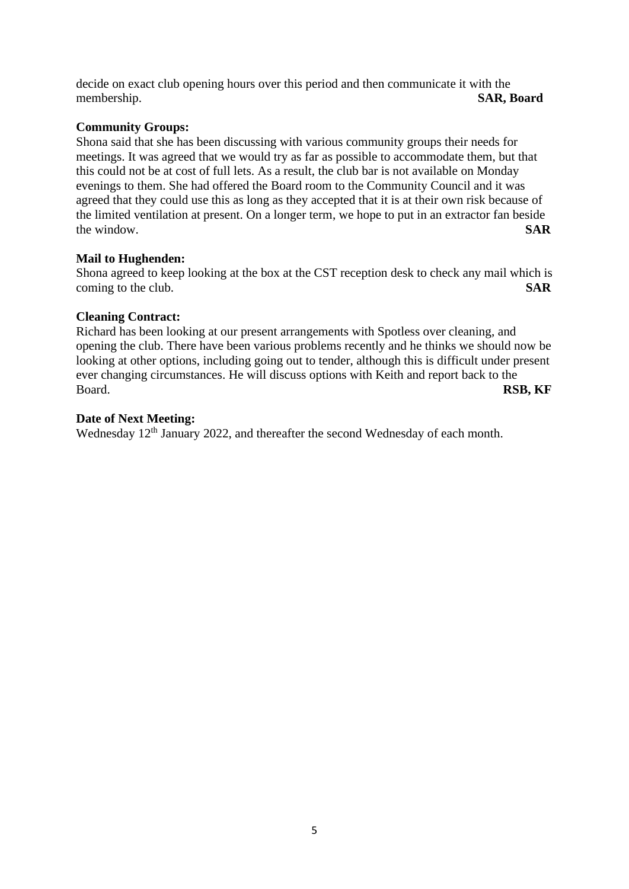decide on exact club opening hours over this period and then communicate it with the membership. **SAR, Board**

**Community Groups:**

Shona said that she has been discussing with various community groups their needs for meetings. It was agreed that we would try as far as possible to accommodate them, but that this could not be at cost of full lets. As a result, the club bar is not available on Monday evenings to them. She had offered the Board room to the Community Council and it was agreed that they could use this as long as they accepted that it is at their own risk because of the limited ventilation at present. On a longer term, we hope to put in an extractor fan beside the window. **SAR**

**Mail to Hughenden:**

Shona agreed to keep looking at the box at the CST reception desk to check any mail which is coming to the club. **SAR**

**Cleaning Contract:**

Richard has been looking at our present arrangements with Spotless over cleaning, and opening the club. There have been various problems recently and he thinks we should now be looking at other options, including going out to tender, although this is difficult under present ever changing circumstances. He will discuss options with Keith and report back to the Board. **RSB, KF**

**Date of Next Meeting:**

Wednesday 12th January 2022, and thereafter the second Wednesday of each month.